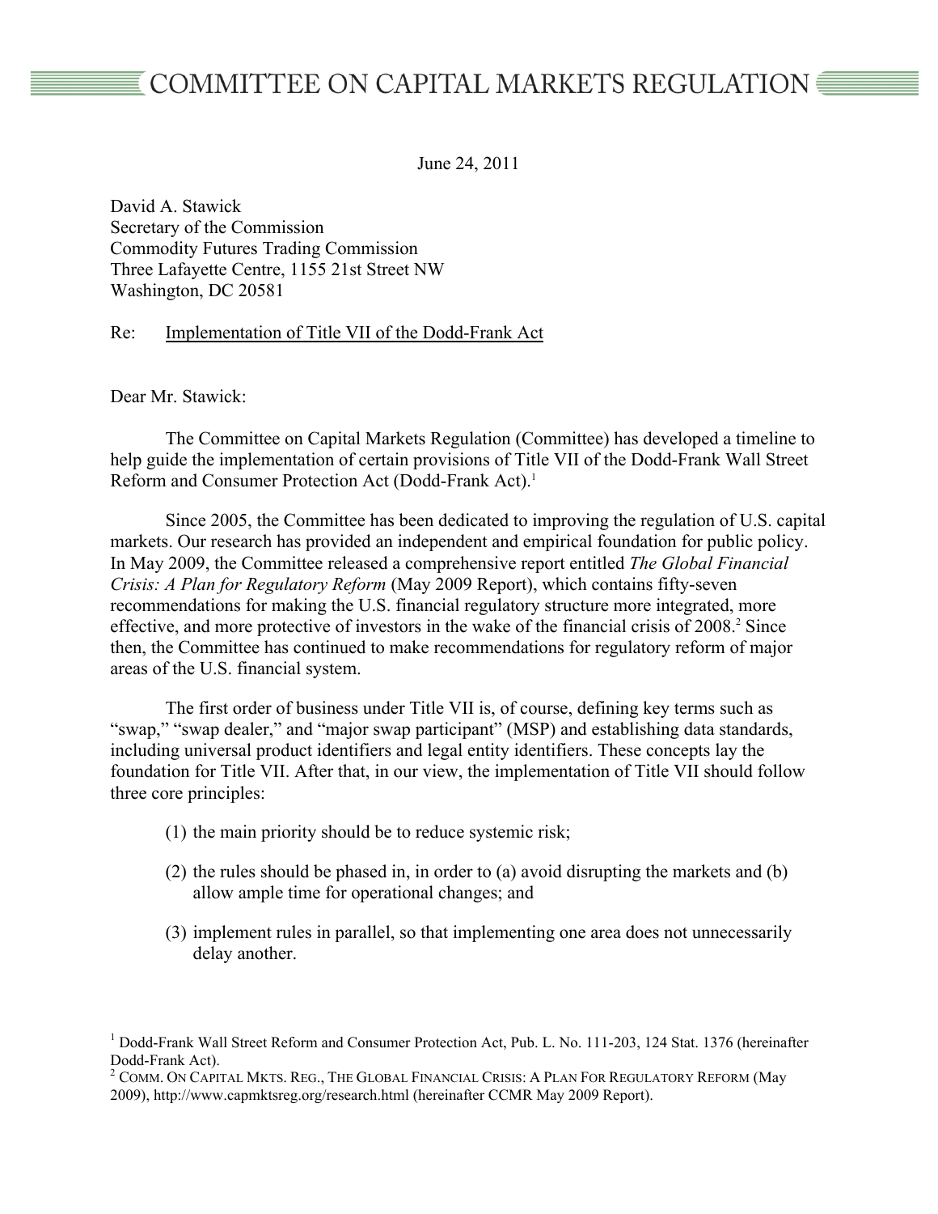# COMMITTEE ON CAPITAL MARKETS REGULATION

June 24, 2011

David A. Stawick
Secretary of the Commission
Commodity Futures Trading Commission
Three Lafayette Centre, 1155 21st Street NW
Washington, DC 20581

Re: Implementation of Title VII of the Dodd-Frank Act

Dear Mr. Stawick:

The Committee on Capital Markets Regulation (Committee) has developed a timeline to help guide the implementation of certain provisions of Title VII of the Dodd-Frank Wall Street Reform and Consumer Protection Act (Dodd-Frank Act).[1]

Since 2005, the Committee has been dedicated to improving the regulation of U.S. capital markets. Our research has provided an independent and empirical foundation for public policy. In May 2009, the Committee released a comprehensive report entitled *The Global Financial Crisis: A Plan for Regulatory Reform* (May 2009 Report), which contains fifty-seven recommendations for making the U.S. financial regulatory structure more integrated, more effective, and more protective of investors in the wake of the financial crisis of 2008.[2] Since then, the Committee has continued to make recommendations for regulatory reform of major areas of the U.S. financial system.

The first order of business under Title VII is, of course, defining key terms such as "swap," "swap dealer," and "major swap participant" (MSP) and establishing data standards, including universal product identifiers and legal entity identifiers. These concepts lay the foundation for Title VII. After that, in our view, the implementation of Title VII should follow three core principles:

(1) the main priority should be to reduce systemic risk;

(2) the rules should be phased in, in order to (a) avoid disrupting the markets and (b) allow ample time for operational changes; and

(3) implement rules in parallel, so that implementing one area does not unnecessarily delay another.

---

[1] Dodd-Frank Wall Street Reform and Consumer Protection Act, Pub. L. No. 111-203, 124 Stat. 1376 (hereinafter Dodd-Frank Act).

[2] COMM. ON CAPITAL MKTS. REG., THE GLOBAL FINANCIAL CRISIS: A PLAN FOR REGULATORY REFORM (May 2009), http://www.capmktsreg.org/research.html (hereinafter CCMR May 2009 Report).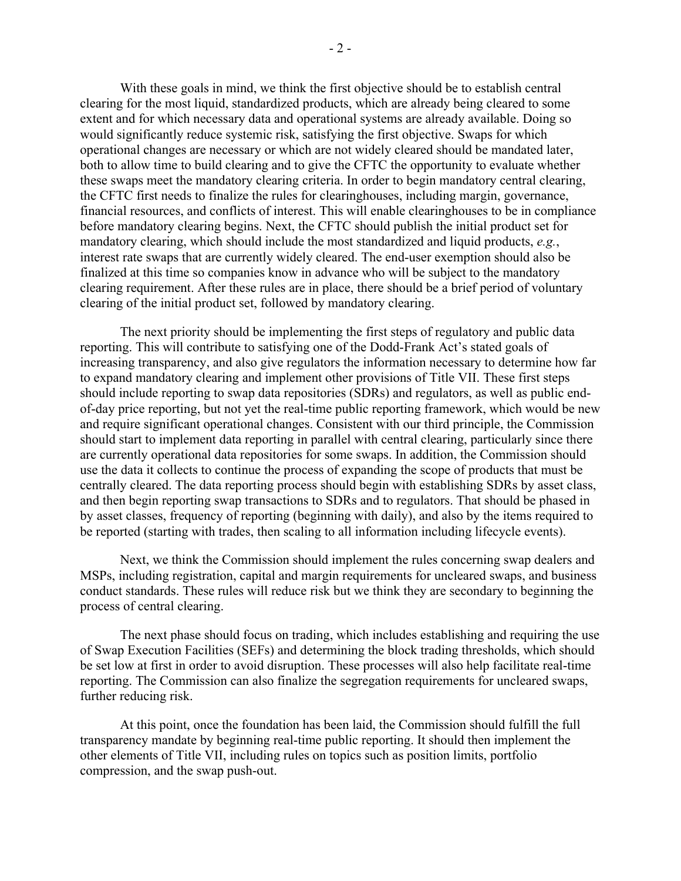With these goals in mind, we think the first objective should be to establish central clearing for the most liquid, standardized products, which are already being cleared to some extent and for which necessary data and operational systems are already available. Doing so would significantly reduce systemic risk, satisfying the first objective. Swaps for which operational changes are necessary or which are not widely cleared should be mandated later, both to allow time to build clearing and to give the CFTC the opportunity to evaluate whether these swaps meet the mandatory clearing criteria. In order to begin mandatory central clearing, the CFTC first needs to finalize the rules for clearinghouses, including margin, governance, financial resources, and conflicts of interest. This will enable clearinghouses to be in compliance before mandatory clearing begins. Next, the CFTC should publish the initial product set for mandatory clearing, which should include the most standardized and liquid products, *e.g.*, interest rate swaps that are currently widely cleared. The end-user exemption should also be finalized at this time so companies know in advance who will be subject to the mandatory clearing requirement. After these rules are in place, there should be a brief period of voluntary clearing of the initial product set, followed by mandatory clearing.

The next priority should be implementing the first steps of regulatory and public data reporting. This will contribute to satisfying one of the Dodd-Frank Act's stated goals of increasing transparency, and also give regulators the information necessary to determine how far to expand mandatory clearing and implement other provisions of Title VII. These first steps should include reporting to swap data repositories (SDRs) and regulators, as well as public end-of-day price reporting, but not yet the real-time public reporting framework, which would be new and require significant operational changes. Consistent with our third principle, the Commission should start to implement data reporting in parallel with central clearing, particularly since there are currently operational data repositories for some swaps. In addition, the Commission should use the data it collects to continue the process of expanding the scope of products that must be centrally cleared. The data reporting process should begin with establishing SDRs by asset class, and then begin reporting swap transactions to SDRs and to regulators. That should be phased in by asset classes, frequency of reporting (beginning with daily), and also by the items required to be reported (starting with trades, then scaling to all information including lifecycle events).

Next, we think the Commission should implement the rules concerning swap dealers and MSPs, including registration, capital and margin requirements for uncleared swaps, and business conduct standards. These rules will reduce risk but we think they are secondary to beginning the process of central clearing.

The next phase should focus on trading, which includes establishing and requiring the use of Swap Execution Facilities (SEFs) and determining the block trading thresholds, which should be set low at first in order to avoid disruption. These processes will also help facilitate real-time reporting. The Commission can also finalize the segregation requirements for uncleared swaps, further reducing risk.

At this point, once the foundation has been laid, the Commission should fulfill the full transparency mandate by beginning real-time public reporting. It should then implement the other elements of Title VII, including rules on topics such as position limits, portfolio compression, and the swap push-out.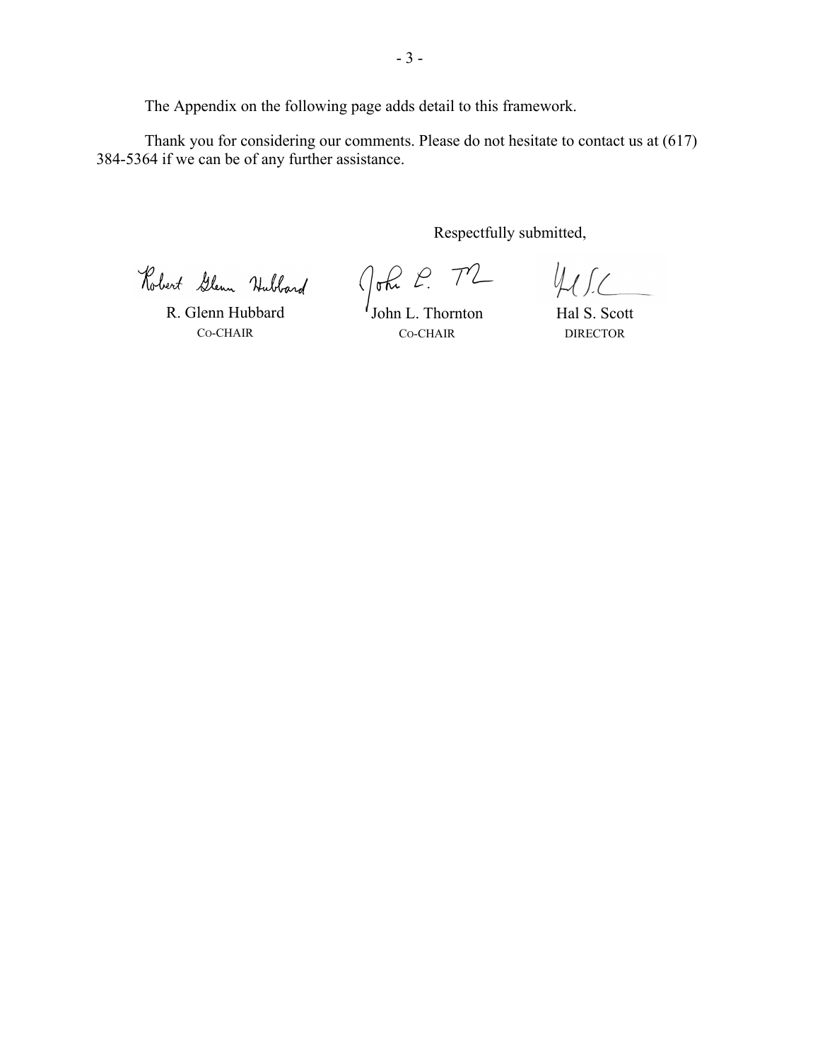The Appendix on the following page adds detail to this framework.

Thank you for considering our comments. Please do not hesitate to contact us at (617) 384-5364 if we can be of any further assistance.

Respectfully submitted,

| R. Glenn Hubbard | John L. Thornton | Hal S. Scott |
| --- | --- | --- |
| CO-CHAIR | CO-CHAIR | DIRECTOR |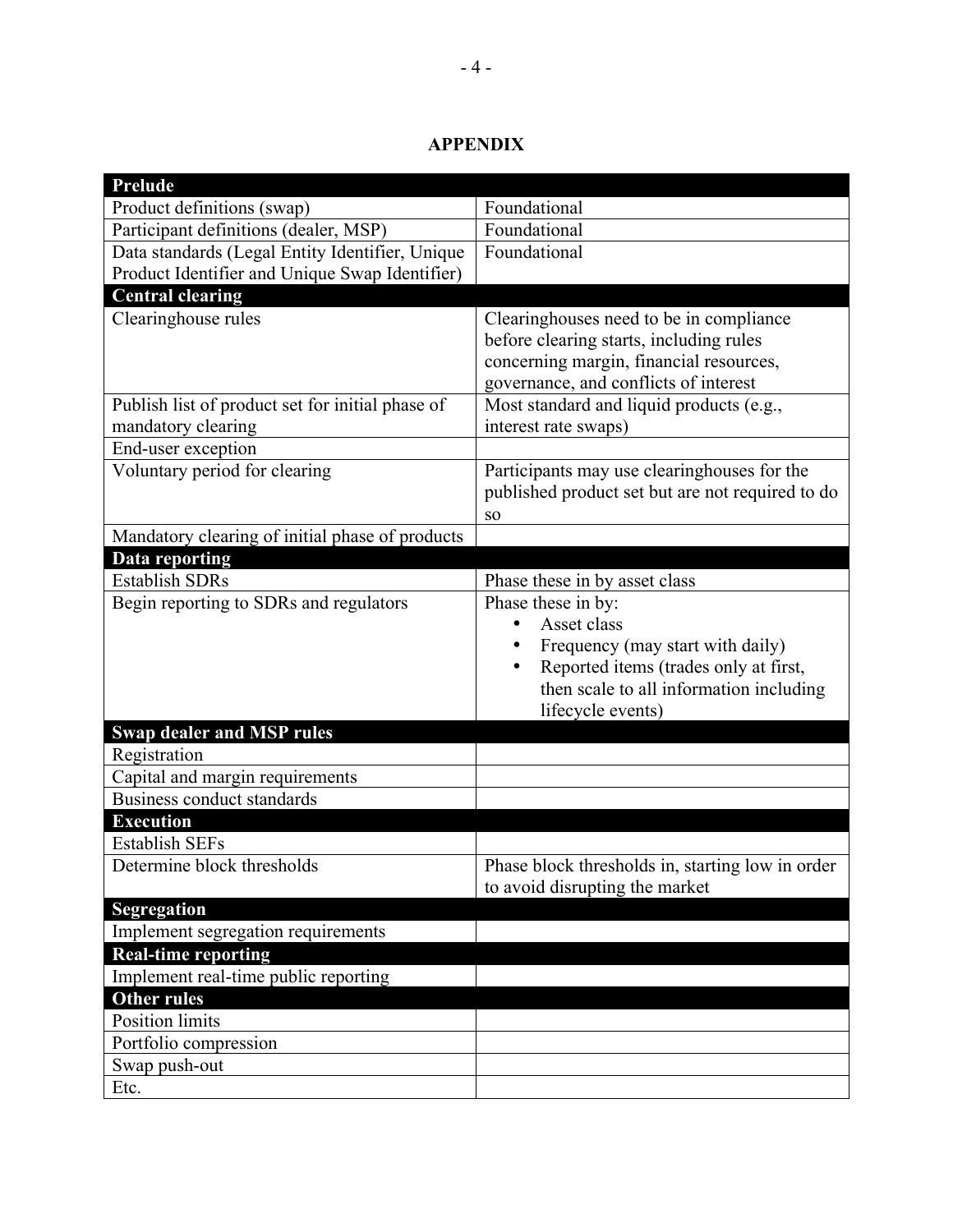## APPENDIX

| | |
|---|---|
| **Prelude** | |
| Product definitions (swap) | Foundational |
| Participant definitions (dealer, MSP) | Foundational |
| Data standards (Legal Entity Identifier, Unique Product Identifier and Unique Swap Identifier) | Foundational |
| **Central clearing** | |
| Clearinghouse rules | Clearinghouses need to be in compliance before clearing starts, including rules concerning margin, financial resources, governance, and conflicts of interest |
| Publish list of product set for initial phase of mandatory clearing | Most standard and liquid products (e.g., interest rate swaps) |
| End-user exception | |
| Voluntary period for clearing | Participants may use clearinghouses for the published product set but are not required to do so |
| Mandatory clearing of initial phase of products | |
| **Data reporting** | |
| Establish SDRs | Phase these in by asset class |
| Begin reporting to SDRs and regulators | Phase these in by: • Asset class • Frequency (may start with daily) • Reported items (trades only at first, then scale to all information including lifecycle events) |
| **Swap dealer and MSP rules** | |
| Registration | |
| Capital and margin requirements | |
| Business conduct standards | |
| **Execution** | |
| Establish SEFs | |
| Determine block thresholds | Phase block thresholds in, starting low in order to avoid disrupting the market |
| **Segregation** | |
| Implement segregation requirements | |
| **Real-time reporting** | |
| Implement real-time public reporting | |
| **Other rules** | |
| Position limits | |
| Portfolio compression | |
| Swap push-out | |
| Etc. | |